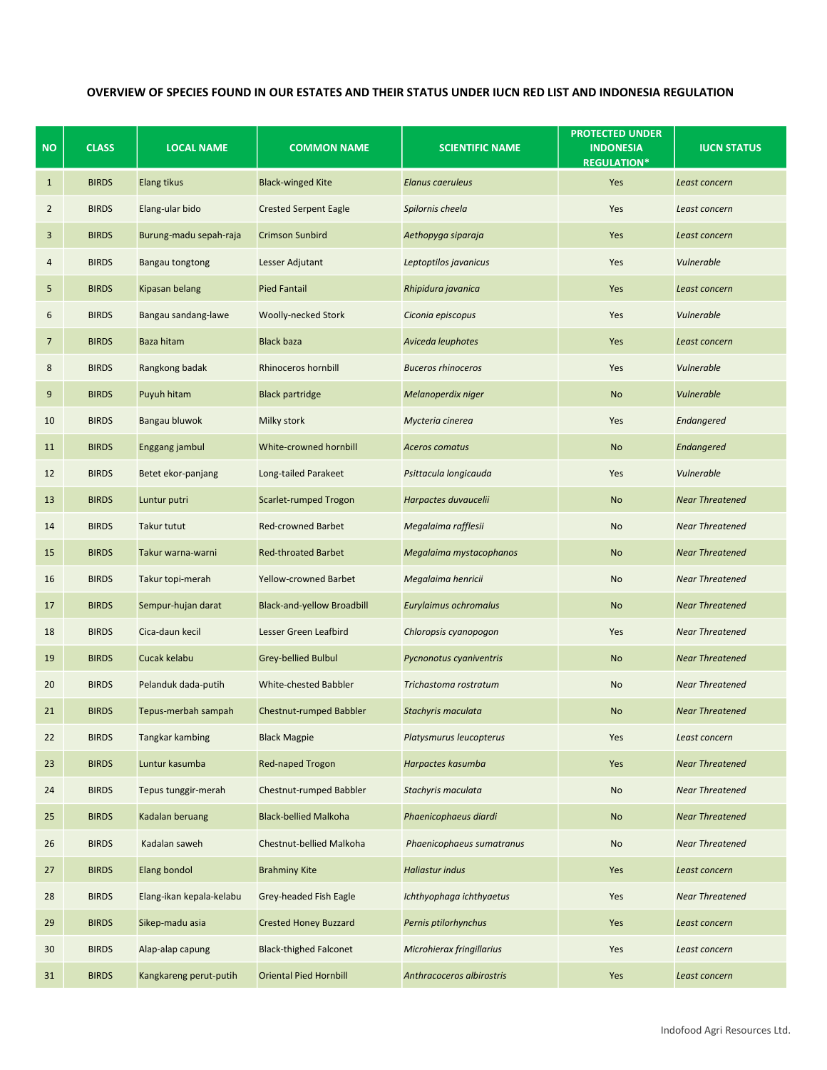# OVERVIEW OF SPECIES FOUND IN OUR ESTATES AND THEIR STATUS UNDER IUCN RED LIST AND INDONESIA REGULATION

| NO | CLASS | LOCAL NAME | COMMON NAME | SCIENTIFIC NAME | PROTECTED UNDER INDONESIA REGULATION* | IUCN STATUS |
|---|---|---|---|---|---|---|
| 1 | BIRDS | Elang tikus | Black-winged Kite | *Elanus caeruleus* | Yes | *Least concern* |
| 2 | BIRDS | Elang-ular bido | Crested Serpent Eagle | *Spilornis cheela* | Yes | *Least concern* |
| 3 | BIRDS | Burung-madu sepah-raja | Crimson Sunbird | *Aethopyga siparaja* | Yes | *Least concern* |
| 4 | BIRDS | Bangau tongtong | Lesser Adjutant | *Leptoptilos javanicus* | Yes | *Vulnerable* |
| 5 | BIRDS | Kipasan belang | Pied Fantail | *Rhipidura javanica* | Yes | *Least concern* |
| 6 | BIRDS | Bangau sandang-lawe | Woolly-necked Stork | *Ciconia episcopus* | Yes | *Vulnerable* |
| 7 | BIRDS | Baza hitam | Black baza | *Aviceda leuphotes* | Yes | *Least concern* |
| 8 | BIRDS | Rangkong badak | Rhinoceros hornbill | *Buceros rhinoceros* | Yes | *Vulnerable* |
| 9 | BIRDS | Puyuh hitam | Black partridge | *Melanoperdix niger* | No | *Vulnerable* |
| 10 | BIRDS | Bangau bluwok | Milky stork | *Mycteria cinerea* | Yes | *Endangered* |
| 11 | BIRDS | Enggang jambul | White-crowned hornbill | *Aceros comatus* | No | *Endangered* |
| 12 | BIRDS | Betet ekor-panjang | Long-tailed Parakeet | *Psittacula longicauda* | Yes | *Vulnerable* |
| 13 | BIRDS | Luntur putri | Scarlet-rumped Trogon | *Harpactes duvaucelii* | No | *Near Threatened* |
| 14 | BIRDS | Takur tutut | Red-crowned Barbet | *Megalaima rafflesii* | No | *Near Threatened* |
| 15 | BIRDS | Takur warna-warni | Red-throated Barbet | *Megalaima mystacophanos* | No | *Near Threatened* |
| 16 | BIRDS | Takur topi-merah | Yellow-crowned Barbet | *Megalaima henricii* | No | *Near Threatened* |
| 17 | BIRDS | Sempur-hujan darat | Black-and-yellow Broadbill | *Eurylaimus ochromalus* | No | *Near Threatened* |
| 18 | BIRDS | Cica-daun kecil | Lesser Green Leafbird | *Chloropsis cyanopogon* | Yes | *Near Threatened* |
| 19 | BIRDS | Cucak kelabu | Grey-bellied Bulbul | *Pycnonotus cyaniventris* | No | *Near Threatened* |
| 20 | BIRDS | Pelanduk dada-putih | White-chested Babbler | *Trichastoma rostratum* | No | *Near Threatened* |
| 21 | BIRDS | Tepus-merbah sampah | Chestnut-rumped Babbler | *Stachyris maculata* | No | *Near Threatened* |
| 22 | BIRDS | Tangkar kambing | Black Magpie | *Platysmurus leucopterus* | Yes | *Least concern* |
| 23 | BIRDS | Luntur kasumba | Red-naped Trogon | *Harpactes kasumba* | Yes | *Near Threatened* |
| 24 | BIRDS | Tepus tunggir-merah | Chestnut-rumped Babbler | *Stachyris maculata* | No | *Near Threatened* |
| 25 | BIRDS | Kadalan beruang | Black-bellied Malkoha | *Phaenicophaeus diardi* | No | *Near Threatened* |
| 26 | BIRDS | Kadalan saweh | Chestnut-bellied Malkoha | *Phaenicophaeus sumatranus* | No | *Near Threatened* |
| 27 | BIRDS | Elang bondol | Brahminy Kite | *Haliastur indus* | Yes | *Least concern* |
| 28 | BIRDS | Elang-ikan kepala-kelabu | Grey-headed Fish Eagle | *Ichthyophaga ichthyaetus* | Yes | *Near Threatened* |
| 29 | BIRDS | Sikep-madu asia | Crested Honey Buzzard | *Pernis ptilorhynchus* | Yes | *Least concern* |
| 30 | BIRDS | Alap-alap capung | Black-thighed Falconet | *Microhierax fringillarius* | Yes | *Least concern* |
| 31 | BIRDS | Kangkareng perut-putih | Oriental Pied Hornbill | *Anthracoceros albirostris* | Yes | *Least concern* |

Indofood Agri Resources Ltd.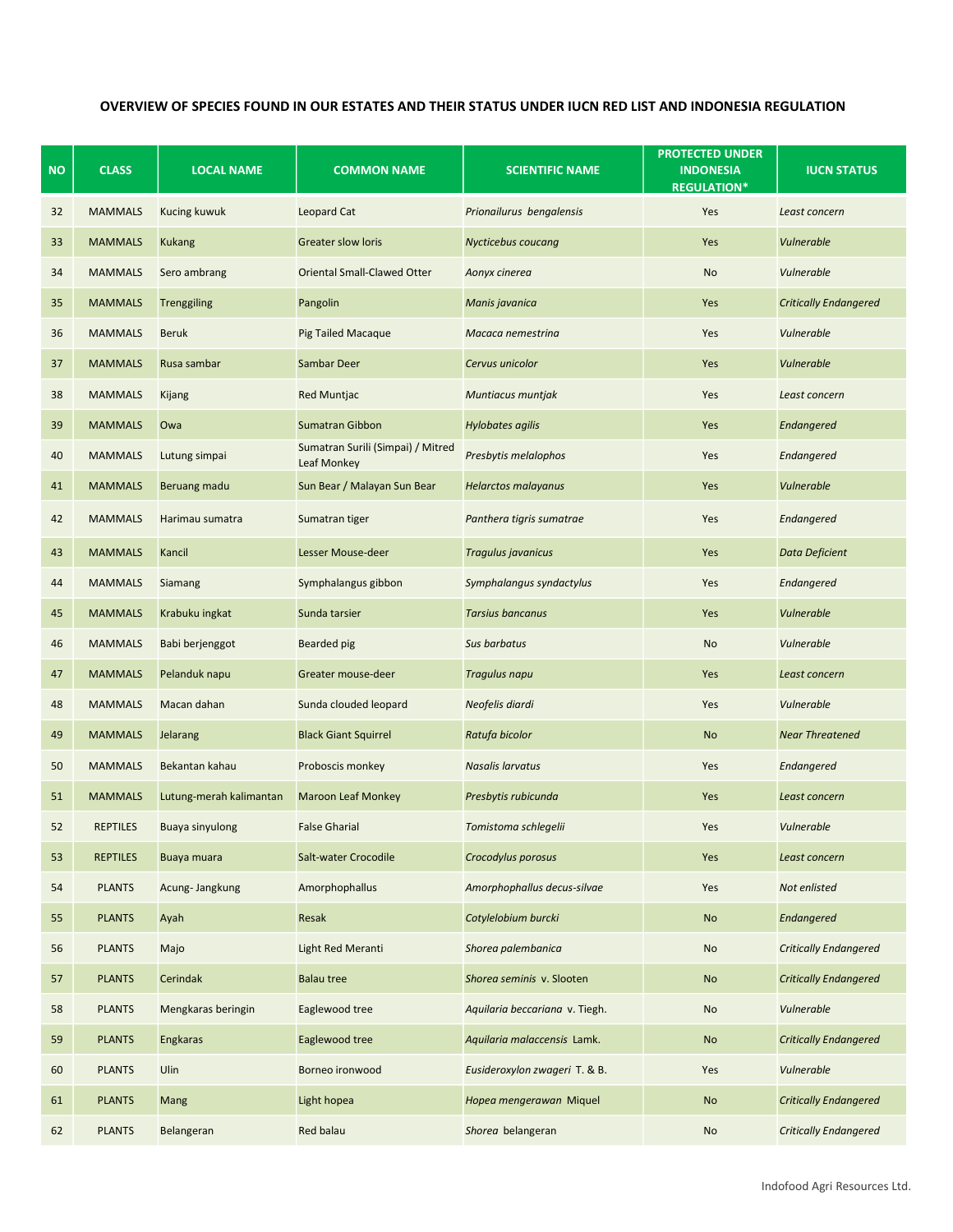## OVERVIEW OF SPECIES FOUND IN OUR ESTATES AND THEIR STATUS UNDER IUCN RED LIST AND INDONESIA REGULATION

| NO | CLASS | LOCAL NAME | COMMON NAME | SCIENTIFIC NAME | PROTECTED UNDER INDONESIA REGULATION* | IUCN STATUS |
|---|---|---|---|---|---|---|
| 32 | MAMMALS | Kucing kuwuk | Leopard Cat | *Prionailurus bengalensis* | Yes | *Least concern* |
| 33 | MAMMALS | Kukang | Greater slow loris | *Nycticebus coucang* | Yes | *Vulnerable* |
| 34 | MAMMALS | Sero ambrang | Oriental Small-Clawed Otter | *Aonyx cinerea* | No | *Vulnerable* |
| 35 | MAMMALS | Trenggiling | Pangolin | *Manis javanica* | Yes | *Critically Endangered* |
| 36 | MAMMALS | Beruk | Pig Tailed Macaque | *Macaca nemestrina* | Yes | *Vulnerable* |
| 37 | MAMMALS | Rusa sambar | Sambar Deer | *Cervus unicolor* | Yes | *Vulnerable* |
| 38 | MAMMALS | Kijang | Red Muntjac | *Muntiacus muntjak* | Yes | *Least concern* |
| 39 | MAMMALS | Owa | Sumatran Gibbon | *Hylobates agilis* | Yes | *Endangered* |
| 40 | MAMMALS | Lutung simpai | Sumatran Surili (Simpai) / Mitred Leaf Monkey | *Presbytis melalophos* | Yes | *Endangered* |
| 41 | MAMMALS | Beruang madu | Sun Bear / Malayan Sun Bear | *Helarctos malayanus* | Yes | *Vulnerable* |
| 42 | MAMMALS | Harimau sumatra | Sumatran tiger | *Panthera tigris sumatrae* | Yes | *Endangered* |
| 43 | MAMMALS | Kancil | Lesser Mouse-deer | *Tragulus javanicus* | Yes | *Data Deficient* |
| 44 | MAMMALS | Siamang | Symphalangus gibbon | *Symphalangus syndactylus* | Yes | *Endangered* |
| 45 | MAMMALS | Krabuku ingkat | Sunda tarsier | *Tarsius bancanus* | Yes | *Vulnerable* |
| 46 | MAMMALS | Babi berjenggot | Bearded pig | *Sus barbatus* | No | *Vulnerable* |
| 47 | MAMMALS | Pelanduk napu | Greater mouse-deer | *Tragulus napu* | Yes | *Least concern* |
| 48 | MAMMALS | Macan dahan | Sunda clouded leopard | *Neofelis diardi* | Yes | *Vulnerable* |
| 49 | MAMMALS | Jelarang | Black Giant Squirrel | *Ratufa bicolor* | No | *Near Threatened* |
| 50 | MAMMALS | Bekantan kahau | Proboscis monkey | *Nasalis larvatus* | Yes | *Endangered* |
| 51 | MAMMALS | Lutung-merah kalimantan | Maroon Leaf Monkey | *Presbytis rubicunda* | Yes | *Least concern* |
| 52 | REPTILES | Buaya sinyulong | False Gharial | *Tomistoma schlegelii* | Yes | *Vulnerable* |
| 53 | REPTILES | Buaya muara | Salt-water Crocodile | *Crocodylus porosus* | Yes | *Least concern* |
| 54 | PLANTS | Acung- Jangkung | Amorphophallus | *Amorphophallus decus-silvae* | Yes | *Not enlisted* |
| 55 | PLANTS | Ayah | Resak | *Cotylelobium burcki* | No | *Endangered* |
| 56 | PLANTS | Majo | Light Red Meranti | *Shorea palembanica* | No | *Critically Endangered* |
| 57 | PLANTS | Cerindak | Balau tree | *Shorea seminis* v. Slooten | No | *Critically Endangered* |
| 58 | PLANTS | Mengkaras beringin | Eaglewood tree | *Aquilaria beccariana* v. Tiegh. | No | *Vulnerable* |
| 59 | PLANTS | Engkaras | Eaglewood tree | *Aquilaria malaccensis* Lamk. | No | *Critically Endangered* |
| 60 | PLANTS | Ulin | Borneo ironwood | *Eusideroxylon zwageri* T. & B. | Yes | *Vulnerable* |
| 61 | PLANTS | Mang | Light hopea | *Hopea mengerawan* Miquel | No | *Critically Endangered* |
| 62 | PLANTS | Belangeran | Red balau | *Shorea* belangeran | No | *Critically Endangered* |

Indofood Agri Resources Ltd.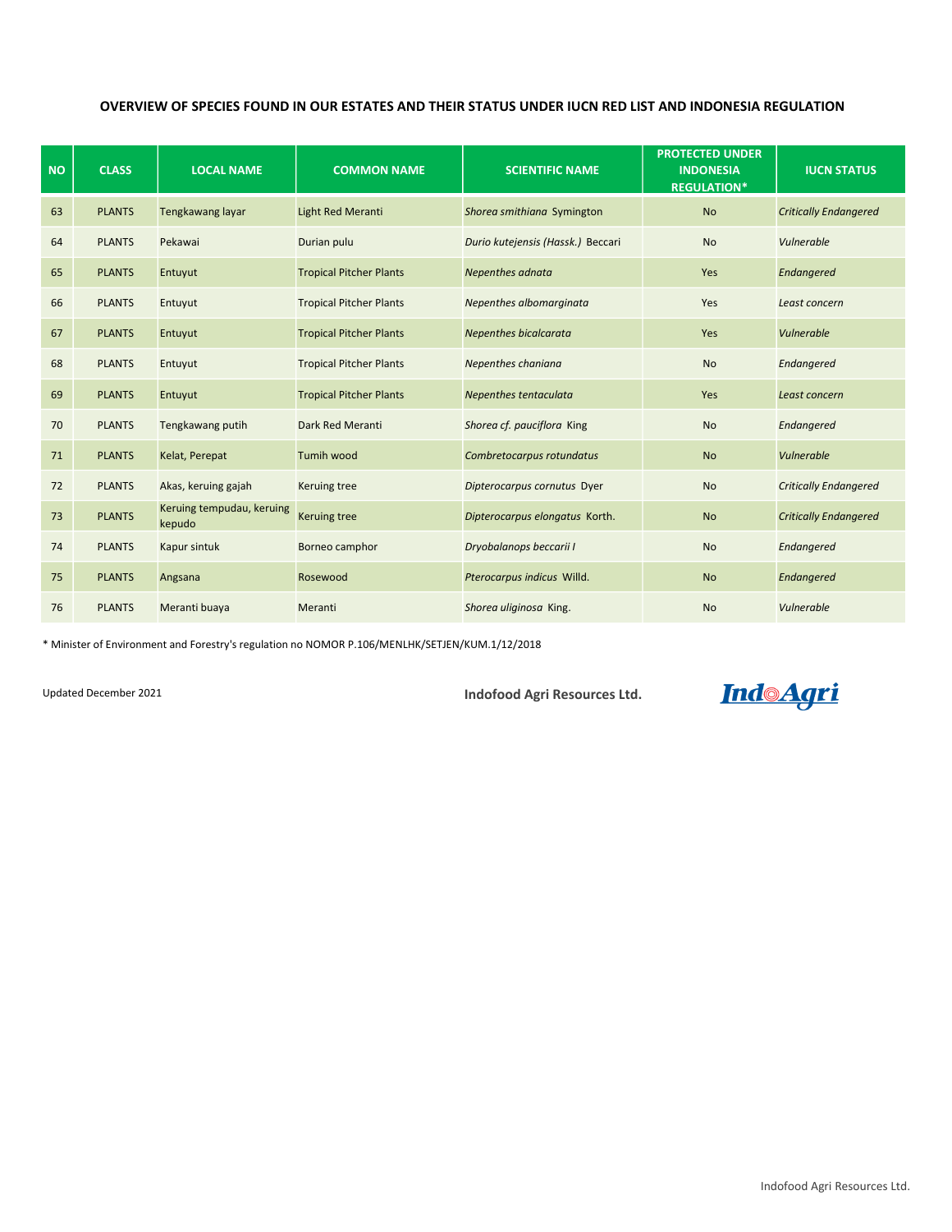**OVERVIEW OF SPECIES FOUND IN OUR ESTATES AND THEIR STATUS UNDER IUCN RED LIST AND INDONESIA REGULATION**

| NO | CLASS | LOCAL NAME | COMMON NAME | SCIENTIFIC NAME | PROTECTED UNDER INDONESIA REGULATION* | IUCN STATUS |
|---|---|---|---|---|---|---|
| 63 | PLANTS | Tengkawang layar | Light Red Meranti | *Shorea smithiana* Symington | No | *Critically Endangered* |
| 64 | PLANTS | Pekawai | Durian pulu | *Durio kutejensis (Hassk.)* Beccari | No | *Vulnerable* |
| 65 | PLANTS | Entuyut | Tropical Pitcher Plants | *Nepenthes adnata* | Yes | *Endangered* |
| 66 | PLANTS | Entuyut | Tropical Pitcher Plants | *Nepenthes albomarginata* | Yes | *Least concern* |
| 67 | PLANTS | Entuyut | Tropical Pitcher Plants | *Nepenthes bicalcarata* | Yes | *Vulnerable* |
| 68 | PLANTS | Entuyut | Tropical Pitcher Plants | *Nepenthes chaniana* | No | *Endangered* |
| 69 | PLANTS | Entuyut | Tropical Pitcher Plants | *Nepenthes tentaculata* | Yes | *Least concern* |
| 70 | PLANTS | Tengkawang putih | Dark Red Meranti | *Shorea cf. pauciflora* King | No | *Endangered* |
| 71 | PLANTS | Kelat, Perepat | Tumih wood | *Combretocarpus rotundatus* | No | *Vulnerable* |
| 72 | PLANTS | Akas, keruing gajah | Keruing tree | *Dipterocarpus cornutus* Dyer | No | *Critically Endangered* |
| 73 | PLANTS | Keruing tempudau, keruing kepudo | Keruing tree | *Dipterocarpus elongatus* Korth. | No | *Critically Endangered* |
| 74 | PLANTS | Kapur sintuk | Borneo camphor | *Dryobalanops beccarii I* | No | *Endangered* |
| 75 | PLANTS | Angsana | Rosewood | *Pterocarpus indicus* Willd. | No | *Endangered* |
| 76 | PLANTS | Meranti buaya | Meranti | *Shorea uliginosa* King. | No | *Vulnerable* |

* Minister of Environment and Forestry's regulation no NOMOR P.106/MENLHK/SETJEN/KUM.1/12/2018

Updated December 2021

**Indofood Agri Resources Ltd.**

IndoAgri